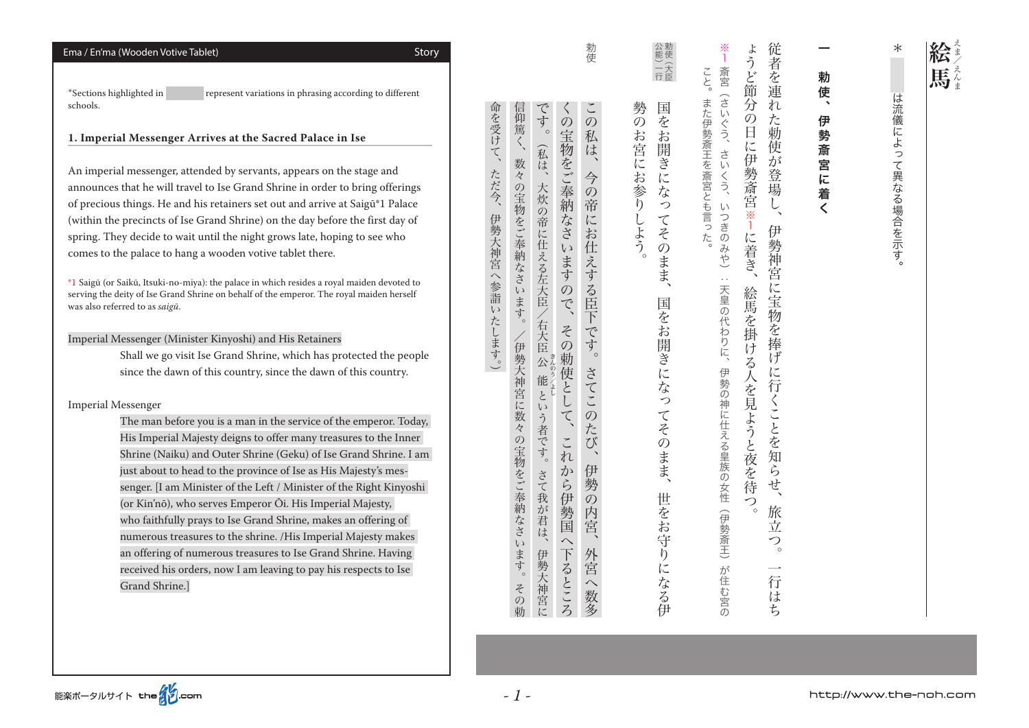## Ema / En'ma (Wooden Votive Tablet)

Story

*Sections highlighted in [gray] represent variations in phrasing according to different schools.

### 1. Imperial Messenger Arrives at the Sacred Palace in Ise

An imperial messenger, attended by servants, appears on the stage and announces that he will travel to Ise Grand Shrine in order to bring offerings of precious things. He and his retainers set out and arrive at Saigū*1 Palace (within the precincts of Ise Grand Shrine) on the day before the first day of spring. They decide to wait until the night grows late, hoping to see who comes to the palace to hang a wooden votive tablet there.

*1 Saigū (or Saikū, Itsuki-no-miya): the palace in which resides a royal maiden devoted to serving the deity of Ise Grand Shrine on behalf of the emperor. The royal maiden herself was also referred to as *saigū*.

Imperial Messenger (Minister Kinyoshi) and His Retainers

> Shall we go visit Ise Grand Shrine, which has protected the people since the dawn of this country, since the dawn of this country.

Imperial Messenger

> The man before you is a man in the service of the emperor. Today, His Imperial Majesty deigns to offer many treasures to the Inner Shrine (Naiku) and Outer Shrine (Geku) of Ise Grand Shrine. I am just about to head to the province of Ise as His Majesty's messenger. [I am Minister of the Left / Minister of the Right Kinyoshi (or Kin'nō), who serves Emperor Ōi. His Imperial Majesty, who faithfully prays to Ise Grand Shrine, makes an offering of numerous treasures to the shrine. /His Imperial Majesty makes an offering of numerous treasures to Ise Grand Shrine. Having received his orders, now I am leaving to pay his respects to Ise Grand Shrine.]

# 絵馬（えま／えんま）

＊［グレー部分］は流儀によって異なる場合を示す。

## 一　勅使、伊勢斎宮に着く

従者を連れた勅使が登場し、伊勢神宮に宝物を捧げに行くことを知らせ、旅立つ。一行はちょうど節分の日に伊勢斎宮※1に着き、絵馬を掛ける人を見ようと夜を待つ。

※1　斎宮（さいぐう、さいくう、いつきのみや）：天皇の代わりに、伊勢の神に仕える皇族の女性（伊勢斎王）が住む宮のこと。また伊勢斎王を斎宮とも言った。

勅使（大臣公能）一行

> 国をお開きになってそのまま、国をお開きになってそのまま、世をお守りになる伊勢のお宮にお参りしよう。

勅使

> この私は、今の帝にお仕えする臣下です。さてこのたび、伊勢の内宮、外宮へ数多くの宝物をご奉納なさいますので、その勅使として、これから伊勢国へ下るところです。（私は、大炊の帝に仕える左大臣／右大臣公能（きんのう／よし）という者です。さて我が君は、伊勢大神宮に信仰篤く、数々の宝物をご奉納なさいます。／伊勢大神宮に数々の宝物をご奉納なさいます。その勅命を受けて、ただ今、伊勢大神宮へ参詣いたします。）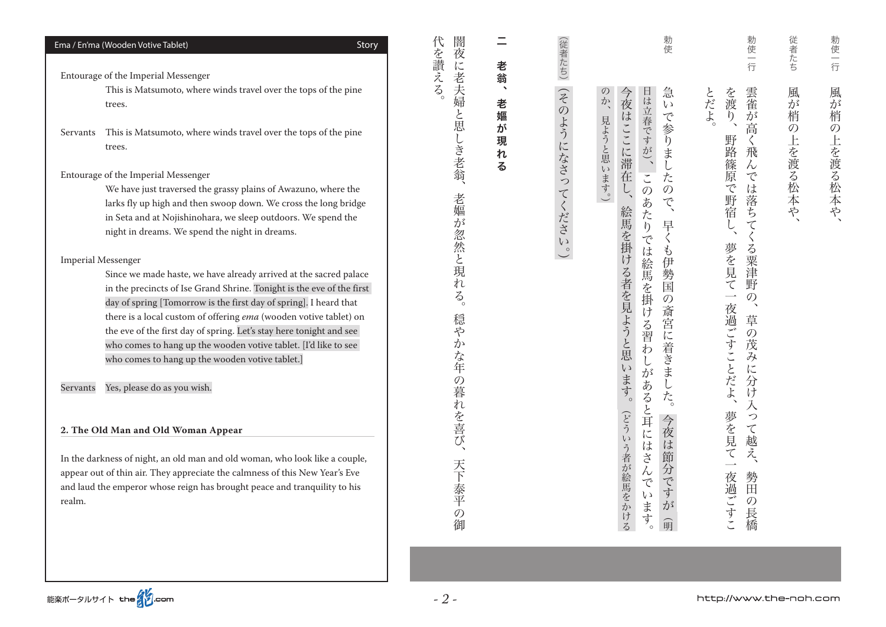Ema / En'ma (Wooden Votive Tablet) Story

Entourage of the Imperial Messenger
This is Matsumoto, where winds travel over the tops of the pine trees.

Servants This is Matsumoto, where winds travel over the tops of the pine trees.

Entourage of the Imperial Messenger
We have just traversed the grassy plains of Awazuno, where the larks fly up high and then swoop down. We cross the long bridge in Seta and at Nojishinohara, we sleep outdoors. We spend the night in dreams. We spend the night in dreams.

Imperial Messenger
Since we made haste, we have already arrived at the sacred palace in the precincts of Ise Grand Shrine. Tonight is the eve of the first day of spring [Tomorrow is the first day of spring]. I heard that there is a local custom of offering *ema* (wooden votive tablet) on the eve of the first day of spring. Let's stay here tonight and see who comes to hang up the wooden votive tablet. [I'd like to see who comes to hang up the wooden votive tablet.]

Servants Yes, please do as you wish.

## 2. The Old Man and Old Woman Appear

In the darkness of night, an old man and old woman, who look like a couple, appear out of thin air. They appreciate the calmness of this New Year's Eve and laud the emperor whose reign has brought peace and tranquility to his realm.

勅使一行 風が梢の上を渡る松本や、

従者たち 風が梢の上を渡る松本や、

勅使一行 雲雀が高く飛んでは落ちてくる粟津野の、草の茂みに分け入って越え、勢田の長橋を渡り、野路篠原で野宿し、夢を見て一夜過ごすことだよ、夢を見て一夜過ごすことだよ。

勅使 急いで参りましたので、早くも伊勢国の斎宮に着きました。今夜は節分ですが（明日は立春ですが）、このあたりでは絵馬を掛ける習わしがあると耳にはさんでいます。今夜はここに滞在し、絵馬を掛ける者を見ようと思います。（どういう者が絵馬をかけるのか、見ようと思います。）

（従者たち）（そのようになさってください。）

## 二 老翁、老嫗が現れる

闇夜に老夫婦と思しき老翁、老嫗が忽然と現れる。穏やかな年の暮れを喜び、天下泰平の御代を讃える。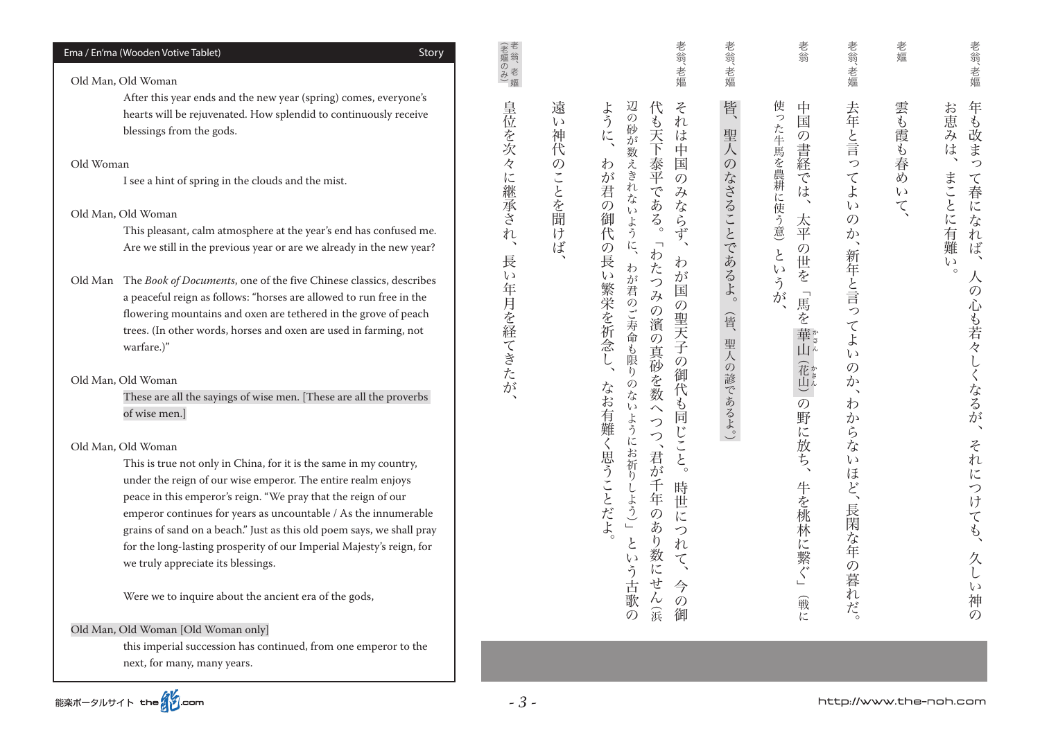Ema / En'ma (Wooden Votive Tablet) — Story

Old Man, Old Woman
After this year ends and the new year (spring) comes, everyone's hearts will be rejuvenated. How splendid to continuously receive blessings from the gods.

Old Woman
I see a hint of spring in the clouds and the mist.

Old Man, Old Woman
This pleasant, calm atmosphere at the year's end has confused me. Are we still in the previous year or are we already in the new year?

Old Man
The *Book of Documents*, one of the five Chinese classics, describes a peaceful reign as follows: "horses are allowed to run free in the flowering mountains and oxen are tethered in the grove of peach trees. (In other words, horses and oxen are used in farming, not warfare.)"

Old Man, Old Woman
These are all the sayings of wise men. [These are all the proverbs of wise men.]

Old Man, Old Woman
This is true not only in China, for it is the same in my country, under the reign of our wise emperor. The entire realm enjoys peace in this emperor's reign. "We pray that the reign of our emperor continues for years as uncountable / As the innumerable grains of sand on a beach." Just as this old poem says, we shall pray for the long-lasting prosperity of our Imperial Majesty's reign, for we truly appreciate its blessings.

Were we to inquire about the ancient era of the gods,

Old Man, Old Woman [Old Woman only]
this imperial succession has continued, from one emperor to the next, for many, many years.

老翁、老媼
年も改まって春になれば、人の心も若々しくなるが、それにつけても、久しい神のお恵みは、まことに有難い。

老媼
雲も霞も春めいて、

老翁、老媼
去年と言ってよいのか、新年と言ってよいのか、わからないほど、長閑な年の暮れだ。

老翁
中国の書経では、太平の世を「馬を華山（花山）の野に放ち、牛を桃林に繋ぐ」（戦に使った牛馬を農耕に使う意）というが、

老翁、老媼
皆、聖人のなさることであるよ。（皆、聖人の諺であるよ。）

老翁、老媼
それは中国のみならず、わが国の聖天子の御代も同じこと。時世につれて、今の御代も天下泰平である。「わたつみの濱の真砂を数へつつ、君が千年のあり数にせん（浜辺の砂が数えきれないように、わが君のご寿命も限りのないようにお祈りしよう）」という古歌のように、わが君の御代の長い繁栄を祈念し、なお有難く思うことだよ。

遠い神代のことを聞けば、

老翁、老媼（老媼のみ）
皇位を次々に継承され、長い年月を経てきたが、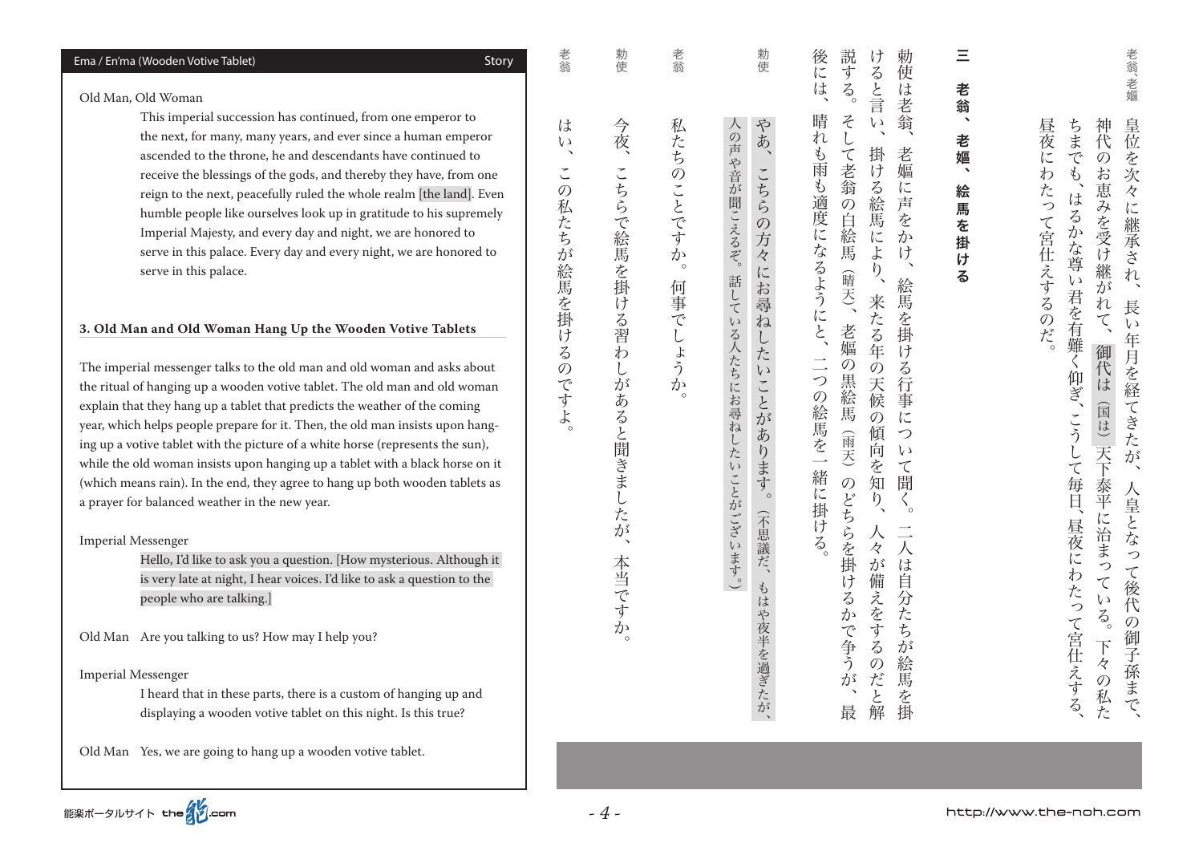Ema / En'ma (Wooden Votive Tablet) Story

Old Man, Old Woman

This imperial succession has continued, from one emperor to the next, for many, many years, and ever since a human emperor ascended to the throne, he and descendants have continued to receive the blessings of the gods, and thereby they have, from one reign to the next, peacefully ruled the whole realm [the land]. Even humble people like ourselves look up in gratitude to his supremely Imperial Majesty, and every day and night, we are honored to serve in this palace. Every day and every night, we are honored to serve in this palace.

### 3. Old Man and Old Woman Hang Up the Wooden Votive Tablets

The imperial messenger talks to the old man and old woman and asks about the ritual of hanging up a wooden votive tablet. The old man and old woman explain that they hang up a tablet that predicts the weather of the coming year, which helps people prepare for it. Then, the old man insists upon hanging up a votive tablet with the picture of a white horse (represents the sun), while the old woman insists upon hanging up a tablet with a black horse on it (which means rain). In the end, they agree to hang up both wooden tablets as a prayer for balanced weather in the new year.

Imperial Messenger

Hello, I'd like to ask you a question. [How mysterious. Although it is very late at night, I hear voices. I'd like to ask a question to the people who are talking.]

Old Man Are you talking to us? How may I help you?

Imperial Messenger

I heard that in these parts, there is a custom of hanging up and displaying a wooden votive tablet on this night. Is this true?

Old Man Yes, we are going to hang up a wooden votive tablet.

老翁、老媼

皇位を次々に継承され、長い年月を経てきたが、人皇となって後代の御子孫まで、神代のお恵みを受け継がれて、御代は（国は）天下泰平に治まっている。下々の私たちまでも、はるかな尊い君を有難く仰ぎ、こうして毎日、昼夜にわたって宮仕えする、昼夜にわたって宮仕えするのだ。

### 三　老翁、老媼、絵馬を掛ける

勅使は老翁、老媼に声をかけ、絵馬を掛ける行事について聞く。二人は自分たちが絵馬を掛けると言い、掛ける絵馬により、来たる年の天候の傾向を知り、人々が備えをするのだと解説する。そして老翁の白絵馬（晴天）、老媼の黒絵馬（雨天）のどちらを掛けるかで争うが、最後には、晴れも雨も適度になるようにと、二つの絵馬を一緒に掛ける。

勅使　やあ、こちらの方々にお尋ねしたいことがあります。（不思議だ、もはや夜半を過ぎたが、人の声や音が聞こえるぞ。話している人たちにお尋ねしたいことがございます。）

老翁　私たちのことですか。何事でしょうか。

勅使　今夜、こちらで絵馬を掛ける習わしがあると聞きましたが、本当ですか。

老翁　はい、この私たちが絵馬を掛けるのですよ。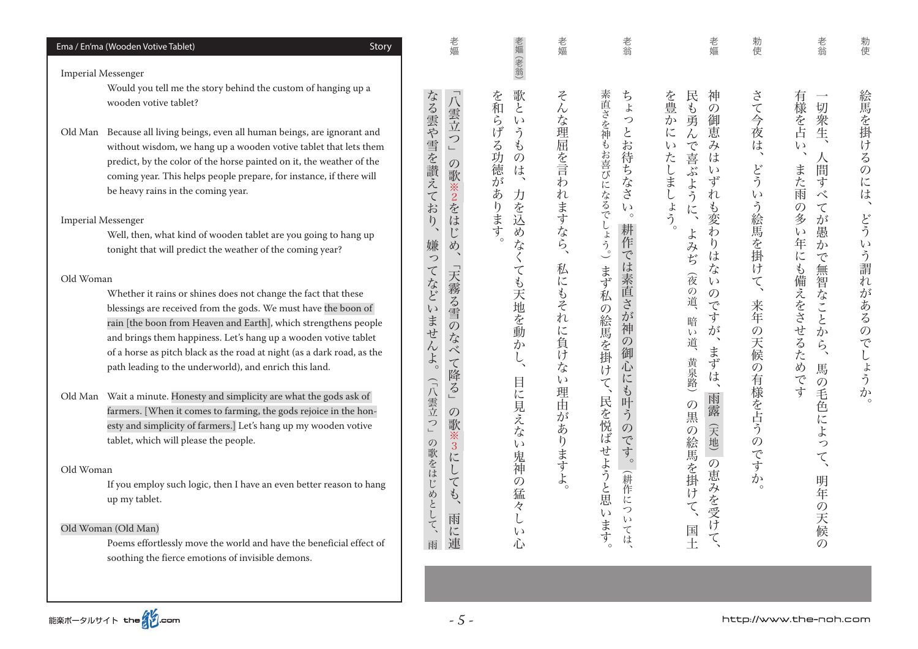Ema / En'ma (Wooden Votive Tablet) Story

Imperial Messenger
Would you tell me the story behind the custom of hanging up a wooden votive tablet?

Old Man Because all living beings, even all human beings, are ignorant and without wisdom, we hang up a wooden votive tablet that lets them predict, by the color of the horse painted on it, the weather of the coming year. This helps people prepare, for instance, if there will be heavy rains in the coming year.

Imperial Messenger
Well, then, what kind of wooden tablet are you going to hang up tonight that will predict the weather of the coming year?

Old Woman
Whether it rains or shines does not change the fact that these blessings are received from the gods. We must have the boon of rain [the boon from Heaven and Earth], which strengthens people and brings them happiness. Let's hang up a wooden votive tablet of a horse as pitch black as the road at night (as a dark road, as the path leading to the underworld), and enrich this land.

Old Man Wait a minute. Honesty and simplicity are what the gods ask of farmers. [When it comes to farming, the gods rejoice in the honesty and simplicity of farmers.] Let's hang up my wooden votive tablet, which will please the people.

Old Woman
If you employ such logic, then I have an even better reason to hang up my tablet.

Old Woman (Old Man)
Poems effortlessly move the world and have the beneficial effect of soothing the fierce emotions of invisible demons.

勅使　絵馬を掛けるのには、どういう謂れがあるのでしょうか。

老翁　一切衆生、人間すべてが愚かで無智なことから、馬の毛色によって、明年の天候の有様を占い、また雨の多い年にも備えをさせるためです

勅使　さて今夜は、どういう絵馬を掛けて、来年の天候の有様を占うのですか。

老嫗　神の御恵みはいずれも変わりはないのですが、まずは、雨露（天地）の恵みを受けて、民も勇んで喜ぶように、よみぢ（夜の道、暗い道、黄泉路）の黒の絵馬を掛けて、国土を豊かにいたしましょう。

老翁　ちょっとお待ちなさい。耕作では素直さが神の御心にも叶うのです。（耕作については、素直さを神もお喜びになるでしょう。）まず私の絵馬を掛けて、民を悦ばせようと思います。

老嫗　そんな理屈を言われますなら、私にもそれに負けない理由がありますよ。

老嫗（老翁）　歌というものは、力を込めなくても天地を動かし、目に見えない鬼神の猛々しい心を和らげる功徳があります。

老嫗　「八雲立つ」の歌※2をはじめ、「天霧る雪のなべて降る」の歌※3にしても、雨に連なる雲や雪を讃えており、嫌ってなどいませんよ。（「八雲立つ」の歌をはじめとして、雨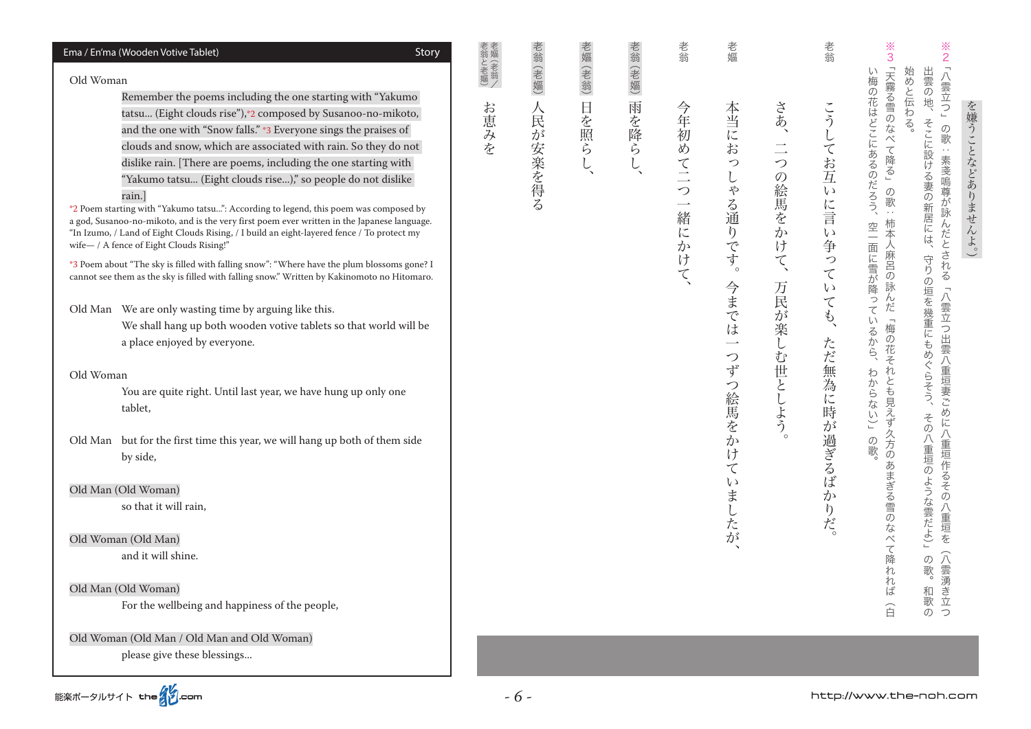## Ema / En'ma (Wooden Votive Tablet) — Story

Old Woman
Remember the poems including the one starting with "Yakumo tatsu... (Eight clouds rise"),*2 composed by Susanoo-no-mikoto, and the one with "Snow falls." *3 Everyone sings the praises of clouds and snow, which are associated with rain. So they do not dislike rain. [There are poems, including the one starting with "Yakumo tatsu... (Eight clouds rise...)," so people do not dislike rain.]

*2 Poem starting with "Yakumo tatsu...": According to legend, this poem was composed by a god, Susanoo-no-mikoto, and is the very first poem ever written in the Japanese language. "In Izumo, / Land of Eight Clouds Rising, / I build an eight-layered fence / To protect my wife— / A fence of Eight Clouds Rising!"

*3 Poem about "The sky is filled with falling snow": "Where have the plum blossoms gone? I cannot see them as the sky is filled with falling snow." Written by Kakinomoto no Hitomaro.

Old Man
We are only wasting time by arguing like this.
We shall hang up both wooden votive tablets so that world will be a place enjoyed by everyone.

Old Woman
You are quite right. Until last year, we have hung up only one tablet,

Old Man
but for the first time this year, we will hang up both of them side by side,

Old Man (Old Woman)
so that it will rain,

Old Woman (Old Man)
and it will shine.

Old Man (Old Woman)
For the wellbeing and happiness of the people,

Old Woman (Old Man / Old Man and Old Woman)
please give these blessings...

---

を嫌うことなどありませんよ。）

※2「八雲立つ」の歌：素戔嗚尊が詠んだとされる「八雲立つ出雲八重垣妻ごめに八重垣作るその八重垣を（八雲湧き立つ出雲の地、そこに設ける妻の新居には、守りの垣を幾重にもめぐらそう、その八重垣のような雲だよ）」の歌。和歌の始めと伝わる。

※3「天霧る雪のなべて降る」の歌：柿本人麻呂の詠んだ「梅の花それとも見えず久方のあまぎる雪のなべて降れれば（白い梅の花はどこにあるのだろう、空一面に雪が降っているから、わからない）」の歌。

老翁　こうしてお互いに言い争っていても、ただ無為に時が過ぎるばかりだ。さあ、二つの絵馬をかけて、万民が楽しむ世としよう。

老媼　本当におっしゃる通りです。今までは一つずつ絵馬をかけていましたが、

老翁　今年初めて二つ一緒にかけて、

老翁（老媼）　雨を降らし、

老媼（老翁）　日を照らし、

老翁（老媼）　人民が安楽を得る

老媼（老翁／老翁と老媼）　お恵みを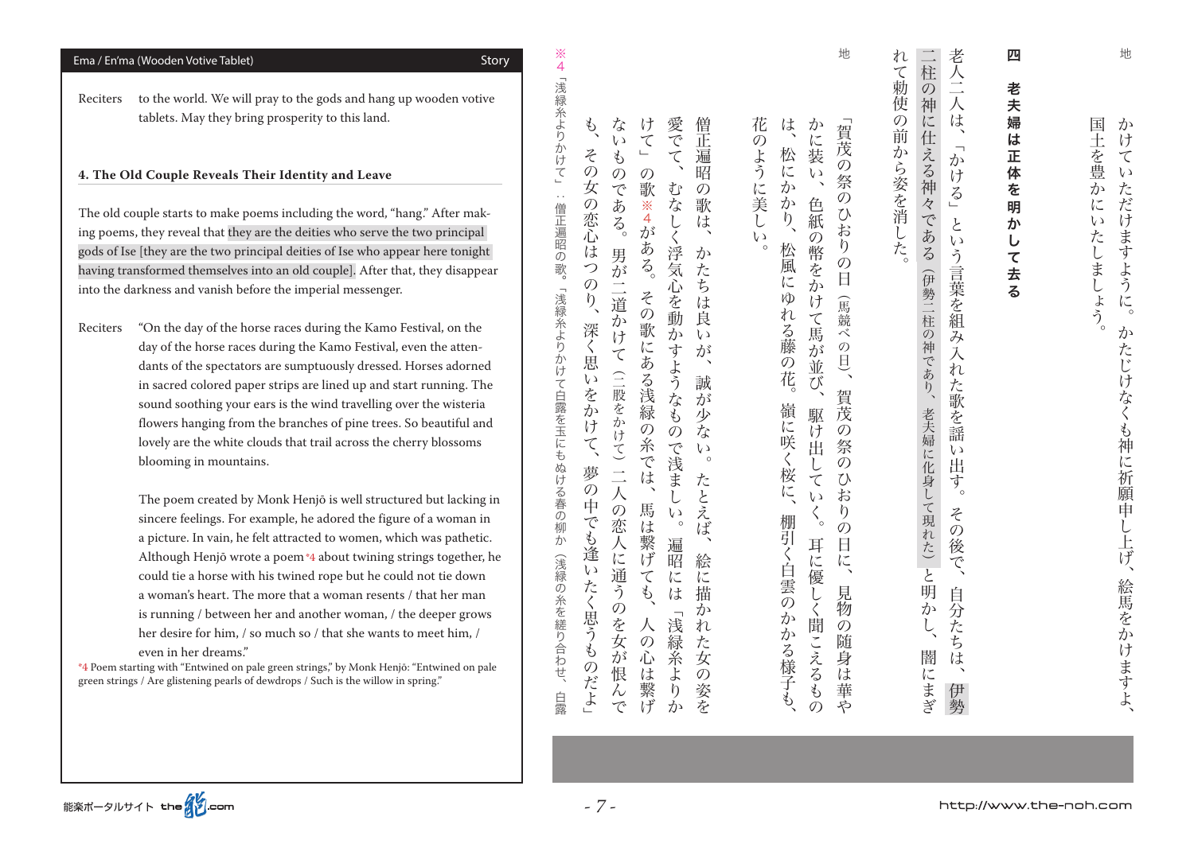Reciters to the world. We will pray to the gods and hang up wooden votive tablets. May they bring prosperity to this land.

### 4. The Old Couple Reveals Their Identity and Leave

The old couple starts to make poems including the word, "hang." After making poems, they reveal that they are the deities who serve the two principal gods of Ise [they are the two principal deities of Ise who appear here tonight having transformed themselves into an old couple]. After that, they disappear into the darkness and vanish before the imperial messenger.

Reciters "On the day of the horse races during the Kamo Festival, on the day of the horse races during the Kamo Festival, even the attendants of the spectators are sumptuously dressed. Horses adorned in sacred colored paper strips are lined up and start running. The sound soothing your ears is the wind travelling over the wisteria flowers hanging from the branches of pine trees. So beautiful and lovely are the white clouds that trail across the cherry blossoms blooming in mountains.

The poem created by Monk Henjō is well structured but lacking in sincere feelings. For example, he adored the figure of a woman in a picture. In vain, he felt attracted to women, which was pathetic. Although Henjō wrote a poem*4 about twining strings together, he could tie a horse with his twined rope but he could not tie down a woman's heart. The more that a woman resents / that her man is running / between her and another woman, / the deeper grows her desire for him, / so much so / that she wants to meet him, / even in her dreams."

*4 Poem starting with "Entwined on pale green strings," by Monk Henjō: "Entwined on pale green strings / Are glistening pearls of dewdrops / Such is the willow in spring."

地　かけていただけますように。かたじけなくも神に祈願申し上げ、絵馬をかけますよ、国土を豊かにいたしましょう。

### 四　老夫婦は正体を明かして去る

老人二人は、「かける」という言葉を組み入れた歌を謡い出す。その後で、自分たちは、伊勢二柱の神に仕える神々である（伊勢二柱の神であり、老夫婦に化身して現れた）と明かし、闇にまぎれて勅使の前から姿を消した。

地　「賀茂の祭のひおりの日（馬競べの日）、賀茂の祭のひおりの日に、見物の随身は華やかに装い、色紙の幣をかけて馬が並び、駆け出していく。耳に優しく聞こえるものは、松にかかり、松風にゆれる藤の花。嶺に咲く桜に、棚引く白雲のかかる様子も、花のように美しい。

僧正遍昭の歌は、かたちは良いが、誠が少ない。たとえば、絵に描かれた女の姿を愛でて、むなしく浮気心を動かすようなもので浅ましい。遍昭には「浅緑糸よりかけて」の歌※4がある。その歌にある浅緑の糸では、馬は繋げても、人の心は繋げないものである。男が二道かけて（二股をかけて）二人の恋人に通うのを女が恨んでも、その女の恋心はつのり、深く思いをかけて、夢の中でも逢いたく思うものだよ」

※4「浅緑糸よりかけて」：僧正遍昭の歌。「浅緑糸よりかけて白露を玉にもぬける春の柳か（浅緑の糸を縒り合わせ、白露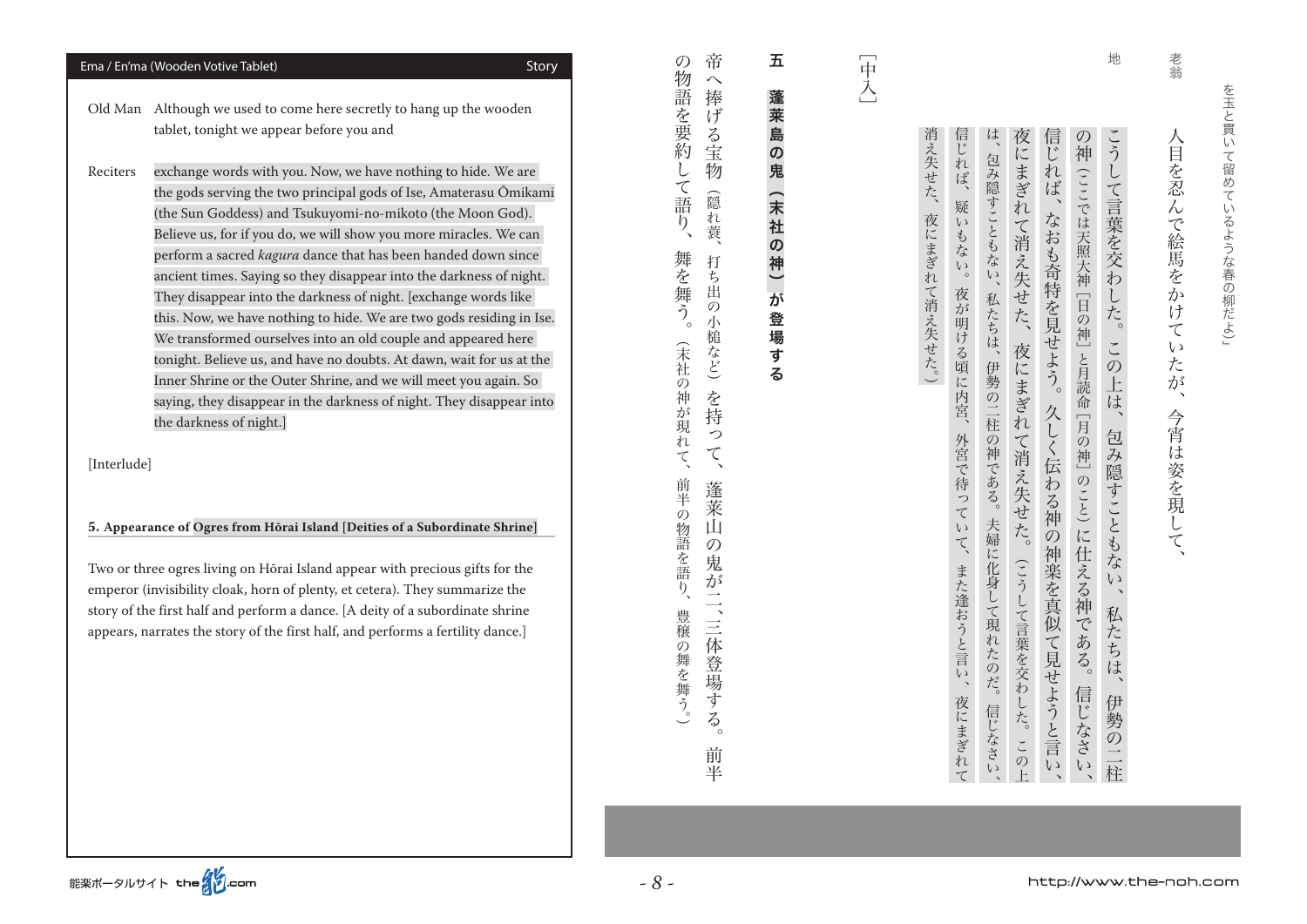Ema / En'ma (Wooden Votive Tablet) — Story

Old Man　Although we used to come here secretly to hang up the wooden tablet, tonight we appear before you and

Reciters　exchange words with you. Now, we have nothing to hide. We are the gods serving the two principal gods of Ise, Amaterasu Ōmikami (the Sun Goddess) and Tsukuyomi-no-mikoto (the Moon God). Believe us, for if you do, we will show you more miracles. We can perform a sacred *kagura* dance that has been handed down since ancient times. Saying so they disappear into the darkness of night. They disappear into the darkness of night. [exchange words like this. Now, we have nothing to hide. We are two gods residing in Ise. We transformed ourselves into an old couple and appeared here tonight. Believe us, and have no doubts. At dawn, wait for us at the Inner Shrine or the Outer Shrine, and we will meet you again. So saying, they disappear in the darkness of night. They disappear into the darkness of night.]

[Interlude]

**5. Appearance of Ogres from Hōrai Island [Deities of a Subordinate Shrine]**

Two or three ogres living on Hōrai Island appear with precious gifts for the emperor (invisibility cloak, horn of plenty, et cetera). They summarize the story of the first half and perform a dance. [A deity of a subordinate shrine appears, narrates the story of the first half, and performs a fertility dance.]

を玉と貫いて留めているような春の柳だよ」

老翁　人目を忍んで絵馬をかけていたが、今宵は姿を現して、

地　こうして言葉を交わした。この上は、包み隠すこともない、私たちは、伊勢の二柱の神（ここでは天照大神［日の神］と月読命［月の神］のこと）に仕える神である。信じなさい、信じれば、なおも奇特を見せよう。久しく伝わる神の神楽を真似て見せようと言い、夜にまぎれて消え失せた、夜にまぎれて消え失せた。（こうして言葉を交わした。この上は、包み隠すこともない、私たちは、伊勢の二柱の神である。夫婦に化身して現れたのだ。信じなさい、信じれば、疑いもない。夜が明ける頃に内宮、外宮で待っていて、また逢おうと言い、夜にまぎれて消え失せた、夜にまぎれて消え失せた。）

［中入］

**五　蓬莱島の鬼（末社の神）が登場する**

帝へ捧げる宝物（隠れ蓑、打ち出の小槌など）を持って、蓬莱山の鬼が二、三体登場する。前半の物語を要約して語り、舞を舞う。（末社の神が現れて、前半の物語を語り、豊穣の舞を舞う。）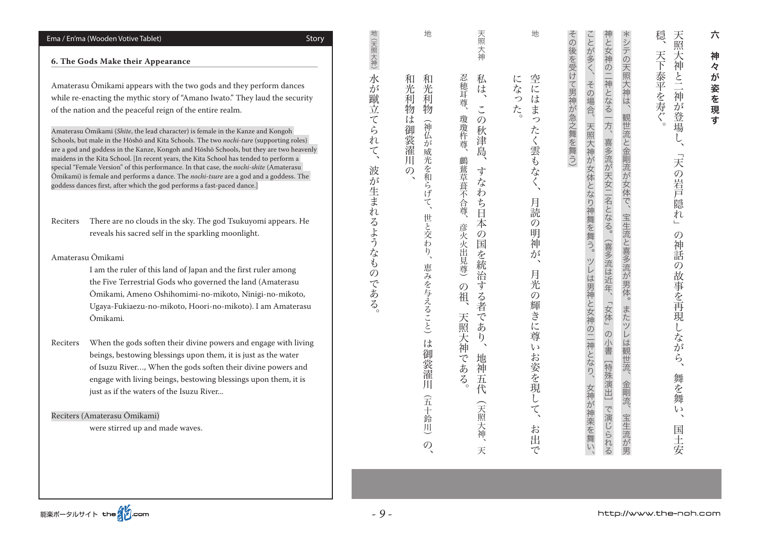**6. The Gods Make their Appearance**

Amaterasu Ōmikami appears with the two gods and they perform dances while re-enacting the mythic story of "Amano Iwato." They laud the security of the nation and the peaceful reign of the entire realm.

Amaterasu Ōmikami (*Shite*, the lead character) is female in the Kanze and Kongoh Schools, but male in the Hōshō and Kita Schools. The two *nochi-ture* (supporting roles) are a god and goddess in the Kanze, Kongoh and Hōshō Schools, but they are two heavenly maidens in the Kita School. [In recent years, the Kita School has tended to perform a special "Female Version" of this performance. In that case, the *nochi-shite* (Amaterasu Ōmikami) is female and performs a dance. The *nochi-tsure* are a god and a goddess. The goddess dances first, after which the god performs a fast-paced dance.]

Reciters　There are no clouds in the sky. The god Tsukuyomi appears. He reveals his sacred self in the sparkling moonlight.

Amaterasu Ōmikami
I am the ruler of this land of Japan and the first ruler among the Five Terrestrial Gods who governed the land (Amaterasu Ōmikami, Ameno Oshihomimi-no-mikoto, Ninigi-no-mikoto, Ugaya-Fukiaezu-no-mikoto, Hoori-no-mikoto). I am Amaterasu Ōmikami.

Reciters　When the gods soften their divine powers and engage with living beings, bestowing blessings upon them, it is just as the water of Isuzu River…, When the gods soften their divine powers and engage with living beings, bestowing blessings upon them, it is just as if the waters of the Isuzu River...

Reciters (Amaterasu Ōmikami)
were stirred up and made waves.

**六　神々が姿を現す**

天照大神と二神が登場し、「天の岩戸隠れ」の神話の故事を再現しながら、舞を舞い、国土安穏、天下泰平を寿ぐ。

＊シテの天照大神は、観世流と金剛流が女体で、宝生流と喜多流が男体。またツレは観世流、金剛流、宝生流が男神と女神の二神となる一方、喜多流が天女二名となる。（喜多流は近年、「女体」の小書［特殊演出］で演じられることが多く、その場合、天照大神が女体となり神舞を舞う。ツレは男神と女神の二神となり、女神が神楽を舞い、その後を受けて男神が急之舞を舞う）

地　空にはまったく雲もなく、月読の明神が、月光の輝きに尊いお姿を現して、お出でになった。

天照大神　私は、この秋津島、すなわち日本の国を統治する者であり、地神五代（天照大神、天忍穂耳尊、瓊瓊杵尊、鸕鷀草葺不合尊、彦火火出見尊）の祖、天照大神である。

地　和光利物（神仏が威光を和らげて、世と交わり、恵みを与えること）は御裳濯川（五十鈴川）の、和光利物は御裳濯川の、

地（天照大神）水が蹴立てられて、波が生まれるようなものである。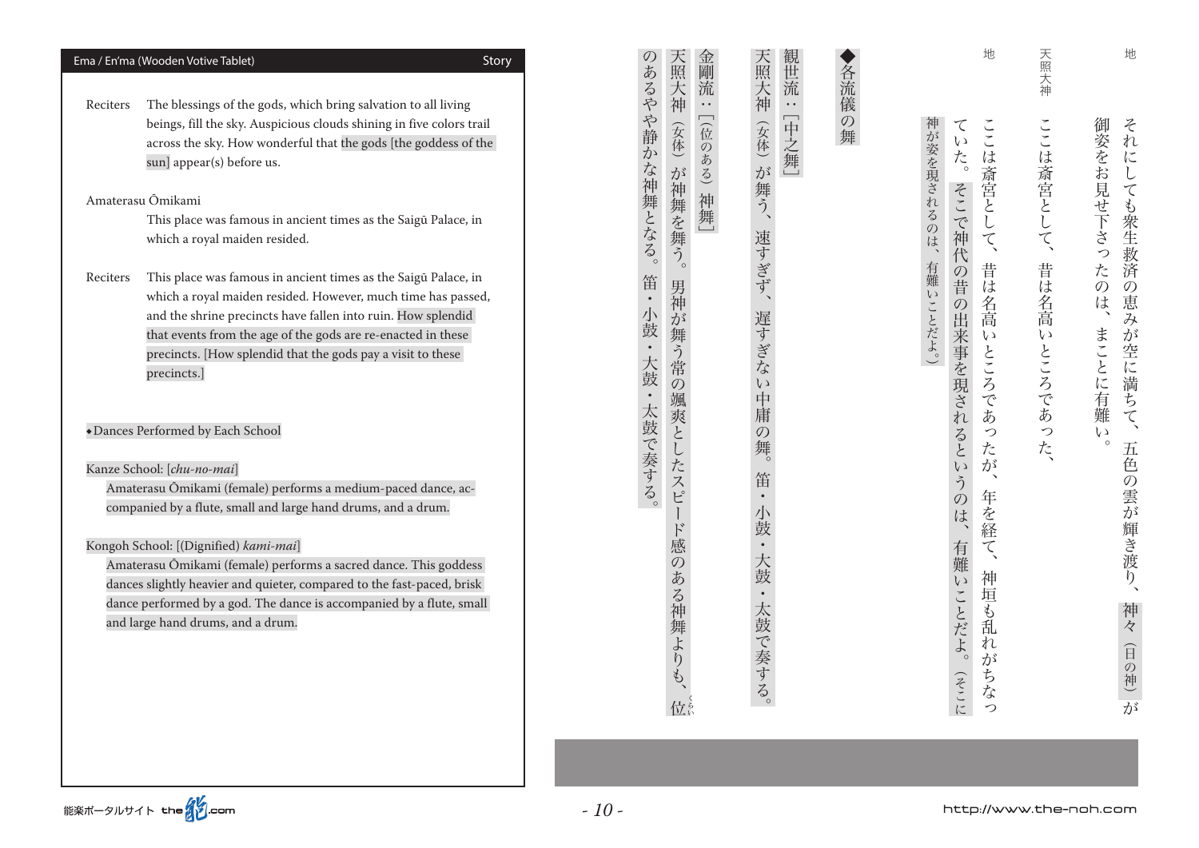Ema / En'ma (Wooden Votive Tablet) Story

Reciters The blessings of the gods, which bring salvation to all living beings, fill the sky. Auspicious clouds shining in five colors trail across the sky. How wonderful that the gods [the goddess of the sun] appear(s) before us.

Amaterasu Ōmikami
This place was famous in ancient times as the Saigū Palace, in which a royal maiden resided.

Reciters This place was famous in ancient times as the Saigū Palace, in which a royal maiden resided. However, much time has passed, and the shrine precincts have fallen into ruin. How splendid that events from the age of the gods are re-enacted in these precincts. [How splendid that the gods pay a visit to these precincts.]

◆Dances Performed by Each School

Kanze School: [*chu-no-mai*]
Amaterasu Ōmikami (female) performs a medium-paced dance, accompanied by a flute, small and large hand drums, and a drum.

Kongoh School: [(Dignified) *kami-mai*]
Amaterasu Ōmikami (female) performs a sacred dance. This goddess dances slightly heavier and quieter, compared to the fast-paced, brisk dance performed by a god. The dance is accompanied by a flute, small and large hand drums, and a drum.

地　それにしても衆生救済の恵みが空に満ちて、五色の雲が輝き渡り、神々（日の神）が御姿をお見せ下さったのは、まことに有難い。

天照大神　ここは斎宮として、昔は名高いところであった、

地　ここは斎宮として、昔は名高いところであったが、年を経て、神垣も乱れがちなっていた。そこで神代の昔の出来事を現されるというのは、有難いことだよ。（そこに神が姿を現されるのは、有難いことだよ。）

◆各流儀の舞

観世流：［中之舞］
天照大神（女体）が舞う、速すぎず、遅すぎない中庸の舞。笛・小鼓・大鼓・太鼓で奏する。

金剛流：［（位のある）神舞］
天照大神（女体）が神舞を舞う。男神が舞う常の颯爽としたスピード感のある神舞よりも、位のあるやや静かな神舞となる。笛・小鼓・大鼓・太鼓で奏する。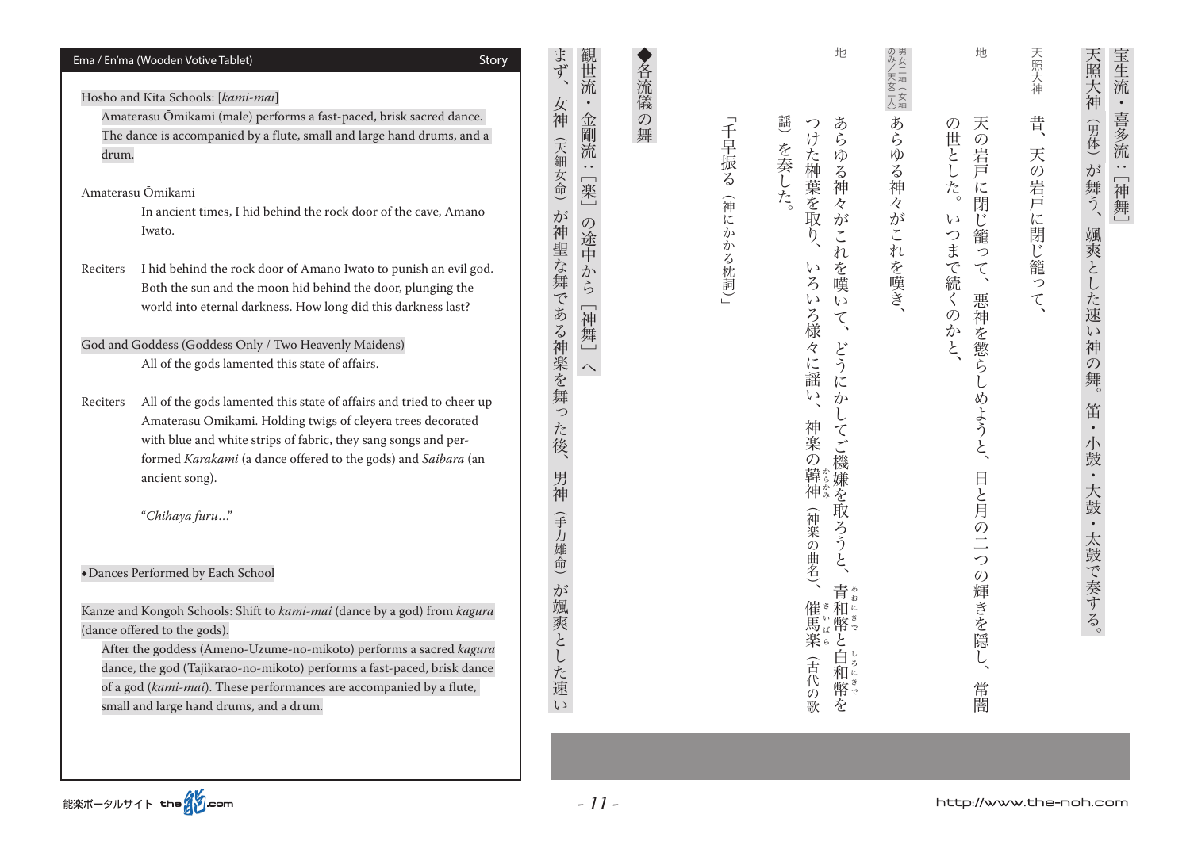Ema / En'ma (Wooden Votive Tablet) — Story

Hōshō and Kita Schools: [*kami-mai*]

Amaterasu Ōmikami (male) performs a fast-paced, brisk sacred dance. The dance is accompanied by a flute, small and large hand drums, and a drum.

Amaterasu Ōmikami
In ancient times, I hid behind the rock door of the cave, Amano Iwato.

Reciters
I hid behind the rock door of Amano Iwato to punish an evil god. Both the sun and the moon hid behind the door, plunging the world into eternal darkness. How long did this darkness last?

God and Goddess (Goddess Only / Two Heavenly Maidens)
All of the gods lamented this state of affairs.

Reciters
All of the gods lamented this state of affairs and tried to cheer up Amaterasu Ōmikami. Holding twigs of cleyera trees decorated with blue and white strips of fabric, they sang songs and performed *Karakami* (a dance offered to the gods) and *Saibara* (an ancient song).

"*Chihaya furu*..."

◆Dances Performed by Each School

Kanze and Kongoh Schools: Shift to *kami-mai* (dance by a god) from *kagura* (dance offered to the gods).

After the goddess (Ameno-Uzume-no-mikoto) performs a sacred *kagura* dance, the god (Tajikarao-no-mikoto) performs a fast-paced, brisk dance of a god (*kami-mai*). These performances are accompanied by a flute, small and large hand drums, and a drum.

宝生流・喜多流：［神舞］

天照大神（男体）が舞う、颯爽とした速い神の舞。笛・小鼓・大鼓・太鼓で奏する。

天照大神
昔、天の岩戸に閉じ籠って、

地
天の岩戸に閉じ籠って、悪神を懲らしめようと、日と月の二つの輝きを隠し、常闇の世とした。いつまで続くのかと、

男女二神（女神のみ／天女二人）
あらゆる神々がこれを嘆き、

地
あらゆる神々がこれを嘆いて、どうにかしてご機嫌を取ろうと、青和幣（あおにきで）と白和幣（しろにきで）をつけた榊葉を取り、いろいろ様々に謡い、神楽の韓神（からかみ）（神楽の曲名）、催馬楽（さいばら）（古代の歌謡）を奏した。

「千早振る（神にかかる枕詞）」

◆各流儀の舞

観世流・金剛流：［楽］の途中から［神舞］へ

まず、女神（天鈿女命）が神聖な舞である神楽を舞った後、男神（手力雄命）が颯爽とした速い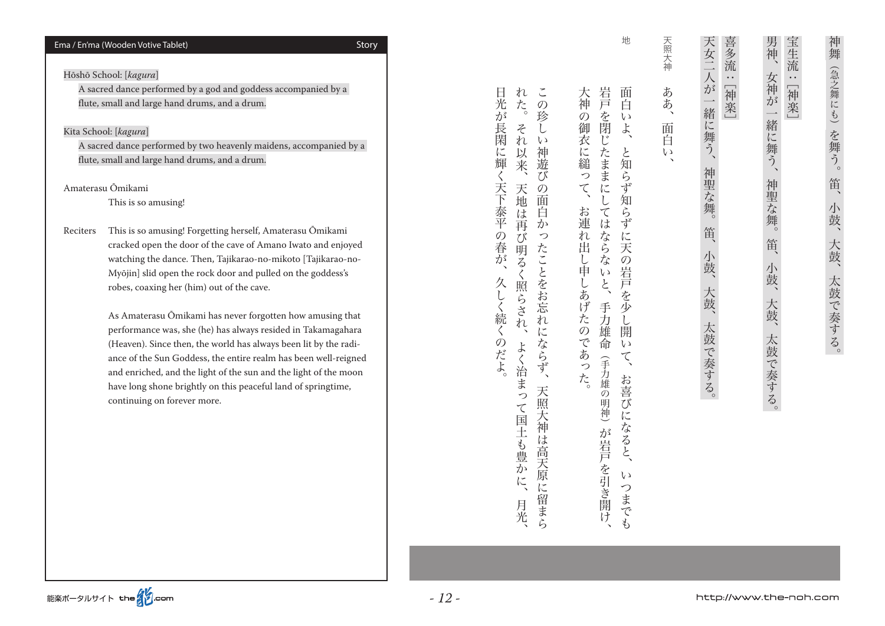Ema / En'ma (Wooden Votive Tablet) — Story

Hōshō School: [*kagura*]
A sacred dance performed by a god and goddess accompanied by a flute, small and large hand drums, and a drum.

Kita School: [*kagura*]
A sacred dance performed by two heavenly maidens, accompanied by a flute, small and large hand drums, and a drum.

Amaterasu Ōmikami
This is so amusing!

Reciters
This is so amusing! Forgetting herself, Amaterasu Ōmikami cracked open the door of the cave of Amano Iwato and enjoyed watching the dance. Then, Tajikarao-no-mikoto [Tajikarao-no-Myōjin] slid open the rock door and pulled on the goddess's robes, coaxing her (him) out of the cave.

As Amaterasu Ōmikami has never forgotten how amusing that performance was, she (he) has always resided in Takamagahara (Heaven). Since then, the world has always been lit by the radiance of the Sun Goddess, the entire realm has been well-reigned and enriched, and the light of the sun and the light of the moon have long shone brightly on this peaceful land of springtime, continuing on forever more.

神舞（急之舞にも）を舞う。笛、小鼓、大鼓、太鼓で奏する。

宝生流：［神楽］
男神、女神が一緒に舞う、神聖な舞。笛、小鼓、大鼓、太鼓で奏する。

喜多流：［神楽］
天女二人が一緒に舞う、神聖な舞。笛、小鼓、大鼓、太鼓で奏する。

天照大神　ああ、面白い、

地　面白いよ、と知らず知らずに天の岩戸を少し開いて、お喜びになると、いつまでも岩戸を閉じたままにしてはならないと、手力雄命（手力雄の明神）が岩戸を引き開け、大神の御衣に縋って、お連れ出し申しあげたのであった。

この珍しい神遊びの面白かったことをお忘れにならず、天照大神は高天原に留まられた。それ以来、天地は再び明るく照らされ、よく治まって国土も豊かに、月光、日光が長閑に輝く天下泰平の春が、久しく続くのだよ。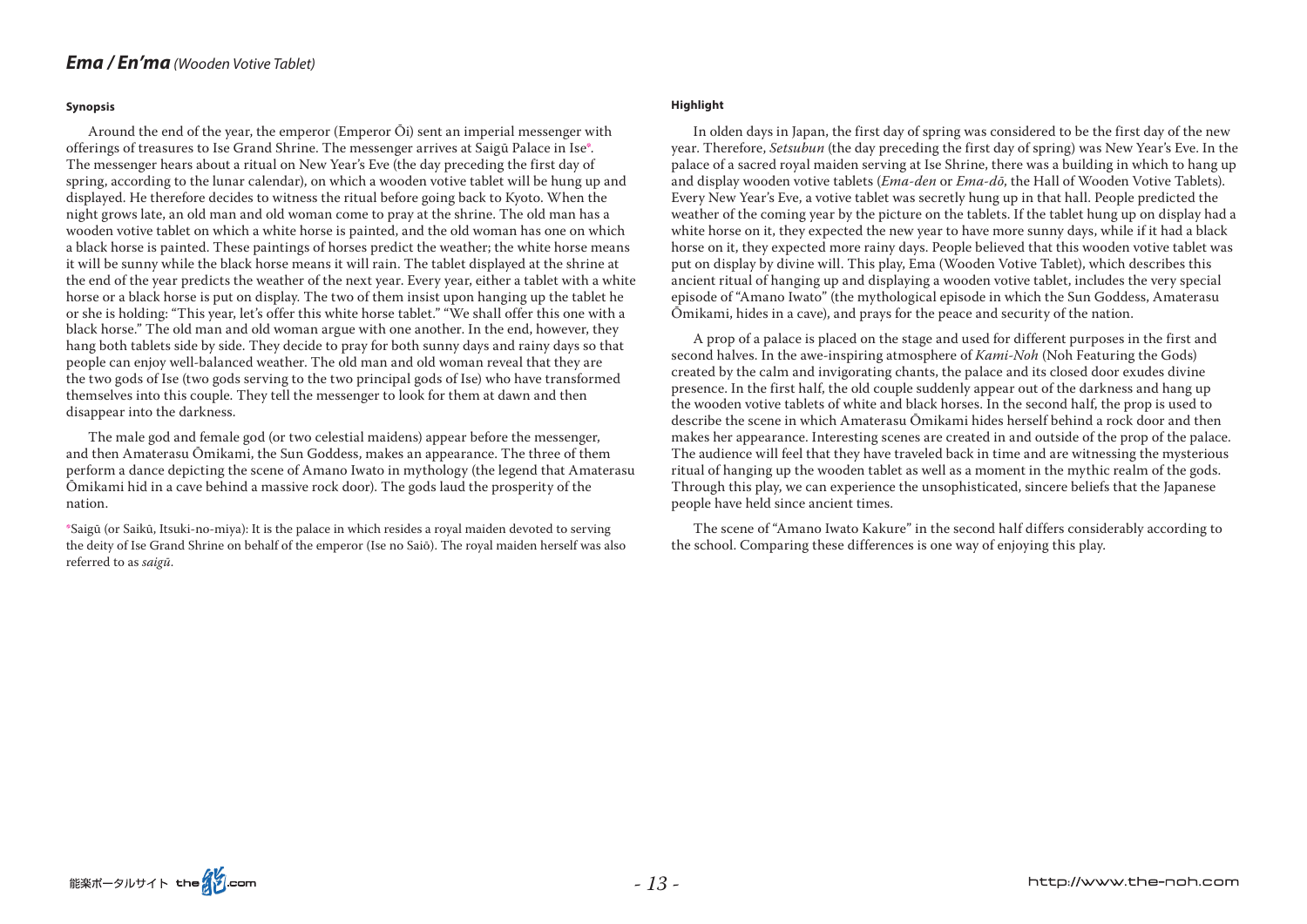# *Ema / En'ma (Wooden Votive Tablet)*

#### Synopsis

Around the end of the year, the emperor (Emperor Ōi) sent an imperial messenger with offerings of treasures to Ise Grand Shrine. The messenger arrives at Saigū Palace in Ise*. The messenger hears about a ritual on New Year's Eve (the day preceding the first day of spring, according to the lunar calendar), on which a wooden votive tablet will be hung up and displayed. He therefore decides to witness the ritual before going back to Kyoto. When the night grows late, an old man and old woman come to pray at the shrine. The old man has a wooden votive tablet on which a white horse is painted, and the old woman has one on which a black horse is painted. These paintings of horses predict the weather; the white horse means it will be sunny while the black horse means it will rain. The tablet displayed at the shrine at the end of the year predicts the weather of the next year. Every year, either a tablet with a white horse or a black horse is put on display. The two of them insist upon hanging up the tablet he or she is holding: "This year, let's offer this white horse tablet." "We shall offer this one with a black horse." The old man and old woman argue with one another. In the end, however, they hang both tablets side by side. They decide to pray for both sunny days and rainy days so that people can enjoy well-balanced weather. The old man and old woman reveal that they are the two gods of Ise (two gods serving to the two principal gods of Ise) who have transformed themselves into this couple. They tell the messenger to look for them at dawn and then disappear into the darkness.

The male god and female god (or two celestial maidens) appear before the messenger, and then Amaterasu Ōmikami, the Sun Goddess, makes an appearance. The three of them perform a dance depicting the scene of Amano Iwato in mythology (the legend that Amaterasu Ōmikami hid in a cave behind a massive rock door). The gods laud the prosperity of the nation.

*Saigū (or Saikū, Itsuki-no-miya): It is the palace in which resides a royal maiden devoted to serving the deity of Ise Grand Shrine on behalf of the emperor (Ise no Saiō). The royal maiden herself was also referred to as *saigū*.

#### Highlight

In olden days in Japan, the first day of spring was considered to be the first day of the new year. Therefore, *Setsubun* (the day preceding the first day of spring) was New Year's Eve. In the palace of a sacred royal maiden serving at Ise Shrine, there was a building in which to hang up and display wooden votive tablets (*Ema-den* or *Ema-dō*, the Hall of Wooden Votive Tablets). Every New Year's Eve, a votive tablet was secretly hung up in that hall. People predicted the weather of the coming year by the picture on the tablets. If the tablet hung up on display had a white horse on it, they expected the new year to have more sunny days, while if it had a black horse on it, they expected more rainy days. People believed that this wooden votive tablet was put on display by divine will. This play, Ema (Wooden Votive Tablet), which describes this ancient ritual of hanging up and displaying a wooden votive tablet, includes the very special episode of "Amano Iwato" (the mythological episode in which the Sun Goddess, Amaterasu Ōmikami, hides in a cave), and prays for the peace and security of the nation.

A prop of a palace is placed on the stage and used for different purposes in the first and second halves. In the awe-inspiring atmosphere of *Kami-Noh* (Noh Featuring the Gods) created by the calm and invigorating chants, the palace and its closed door exudes divine presence. In the first half, the old couple suddenly appear out of the darkness and hang up the wooden votive tablets of white and black horses. In the second half, the prop is used to describe the scene in which Amaterasu Ōmikami hides herself behind a rock door and then makes her appearance. Interesting scenes are created in and outside of the prop of the palace. The audience will feel that they have traveled back in time and are witnessing the mysterious ritual of hanging up the wooden tablet as well as a moment in the mythic realm of the gods. Through this play, we can experience the unsophisticated, sincere beliefs that the Japanese people have held since ancient times.

The scene of "Amano Iwato Kakure" in the second half differs considerably according to the school. Comparing these differences is one way of enjoying this play.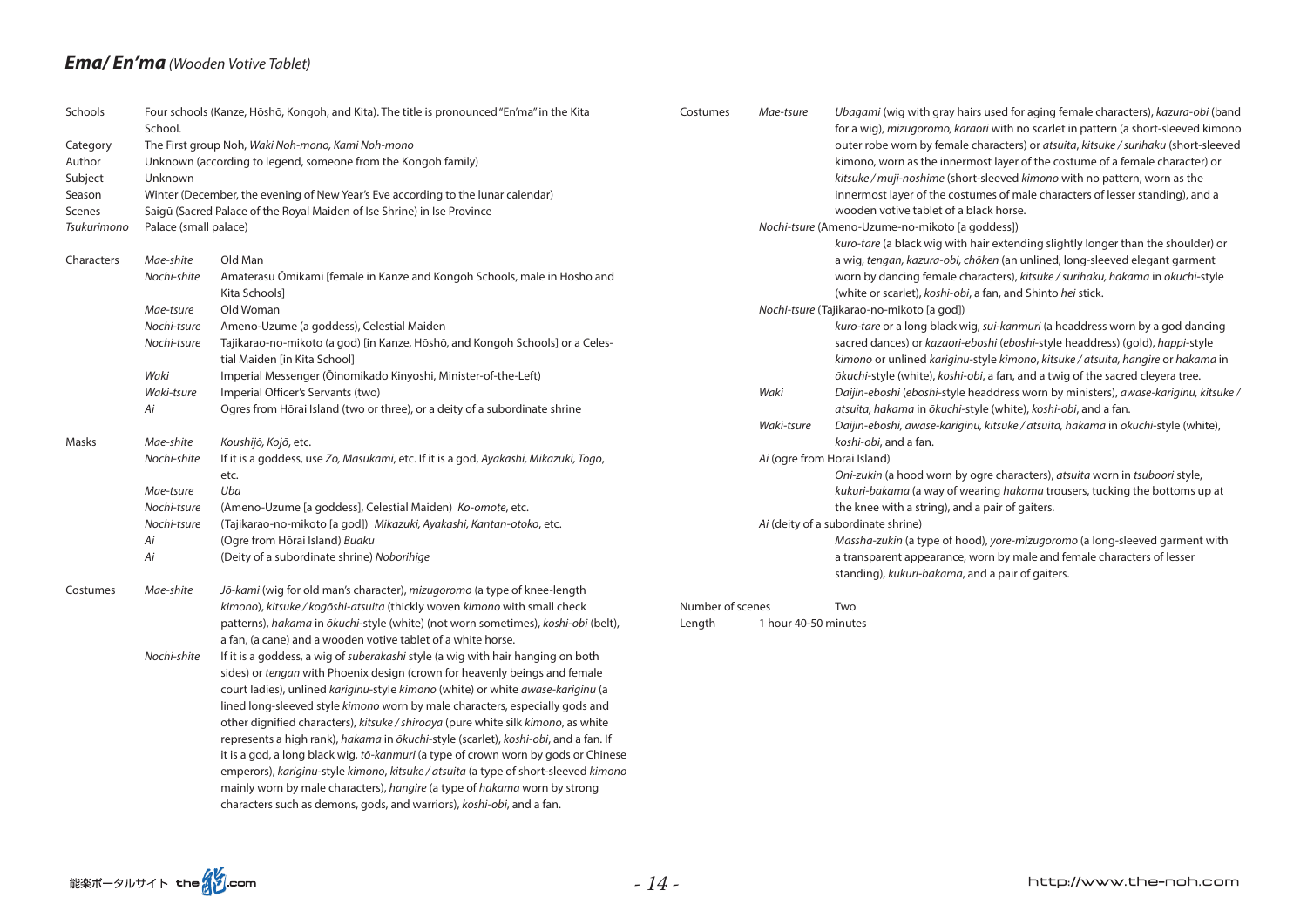## *Ema/ En'ma* *(Wooden Votive Tablet)*

| | | |
|---|---|---|
| Schools | Four schools (Kanze, Hōshō, Kongoh, and Kita). The title is pronounced "En'ma" in the Kita School. | |
| Category | The First group Noh, *Waki Noh-mono, Kami Noh-mono* | |
| Author | Unknown (according to legend, someone from the Kongoh family) | |
| Subject | Unknown | |
| Season | Winter (December, the evening of New Year's Eve according to the lunar calendar) | |
| Scenes | Saigū (Sacred Palace of the Royal Maiden of Ise Shrine) in Ise Province | |
| *Tsukurimono* | Palace (small palace) | |
| Characters | *Mae-shite* | Old Man |
| | *Nochi-shite* | Amaterasu Ōmikami [female in Kanze and Kongoh Schools, male in Hōshō and Kita Schools] |
| | *Mae-tsure* | Old Woman |
| | *Nochi-tsure* | Ameno-Uzume (a goddess), Celestial Maiden |
| | *Nochi-tsure* | Tajikarao-no-mikoto (a god) [in Kanze, Hōshō, and Kongoh Schools] or a Celestial Maiden [in Kita School] |
| | *Waki* | Imperial Messenger (Ōinomikado Kinyoshi, Minister-of-the-Left) |
| | *Waki-tsure* | Imperial Officer's Servants (two) |
| | *Ai* | Ogres from Hōrai Island (two or three), or a deity of a subordinate shrine |
| Masks | *Mae-shite* | *Koushijō, Kojō*, etc. |
| | *Nochi-shite* | If it is a goddess, use *Zō, Masukami*, etc. If it is a god, *Ayakashi, Mikazuki, Tōgō*, etc. |
| | *Mae-tsure* | *Uba* |
| | *Nochi-tsure* | (Ameno-Uzume [a goddess], Celestial Maiden) *Ko-omote*, etc. |
| | *Nochi-tsure* | (Tajikarao-no-mikoto [a god]) *Mikazuki, Ayakashi, Kantan-otoko*, etc. |
| | *Ai* | (Ogre from Hōrai Island) *Buaku* |
| | *Ai* | (Deity of a subordinate shrine) *Noborihige* |
| Costumes | *Mae-shite* | *Jō-kami* (wig for old man's character), *mizugoromo* (a type of knee-length *kimono*), *kitsuke / kogōshi-atsuita* (thickly woven *kimono* with small check patterns), *hakama* in *ōkuchi*-style (white) (not worn sometimes), *koshi-obi* (belt), a fan, (a cane) and a wooden votive tablet of a white horse. |
| | *Nochi-shite* | If it is a goddess, a wig of *suberakashi* style (a wig with hair hanging on both sides) or *tengan* with Phoenix design (crown for heavenly beings and female court ladies), unlined *kariginu*-style *kimono* (white) or white *awase-kariginu* (a lined long-sleeved style *kimono* worn by male characters, especially gods and other dignified characters), *kitsuke / shiroaya* (pure white silk *kimono*, as white represents a high rank), *hakama* in *ōkuchi*-style (scarlet), *koshi-obi*, and a fan. If it is a god, a long black wig, *tō-kanmuri* (a type of crown worn by gods or Chinese emperors), *kariginu*-style *kimono*, *kitsuke / atsuita* (a type of short-sleeved *kimono* mainly worn by male characters), *hangire* (a type of *hakama* worn by strong characters such as demons, gods, and warriors), *koshi-obi*, and a fan. |
| | *Mae-tsure* | *Ubagami* (wig with gray hairs used for aging female characters), *kazura-obi* (band for a wig), *mizugoromo, karaori* with no scarlet in pattern (a short-sleeved kimono outer robe worn by female characters) or *atsuita, kitsuke / surihaku* (short-sleeved kimono, worn as the innermost layer of the costume of a female character) or *kitsuke / muji-noshime* (short-sleeved *kimono* with no pattern, worn as the innermost layer of the costumes of male characters of lesser standing), and a wooden votive tablet of a black horse. |
| | *Nochi-tsure* (Ameno-Uzume-no-mikoto [a goddess]) | *kuro-tare* (a black wig with hair extending slightly longer than the shoulder) or a wig, *tengan, kazura-obi, chōken* (an unlined, long-sleeved elegant garment worn by dancing female characters), *kitsuke / surihaku, hakama* in *ōkuchi*-style (white or scarlet), *koshi-obi*, a fan, and Shinto *hei* stick. |
| | *Nochi-tsure* (Tajikarao-no-mikoto [a god]) | *kuro-tare* or a long black wig, *sui-kanmuri* (a headdress worn by a god dancing sacred dances) or *kazaori-eboshi* (*eboshi*-style headdress) (gold), *happi*-style *kimono* or unlined *kariginu*-style *kimono, kitsuke / atsuita, hangire* or *hakama* in *ōkuchi*-style (white), *koshi-obi*, a fan, and a twig of the sacred cleyera tree. |
| | *Waki* | *Daijin-eboshi* (*eboshi*-style headdress worn by ministers), *awase-kariginu, kitsuke / atsuita, hakama* in *ōkuchi*-style (white), *koshi-obi*, and a fan. |
| | *Waki-tsure* | *Daijin-eboshi, awase-kariginu, kitsuke / atsuita, hakama* in *ōkuchi*-style (white), *koshi-obi*, and a fan. |
| | *Ai* (ogre from Hōrai Island) | *Oni-zukin* (a hood worn by ogre characters), *atsuita* worn in *tsuboori* style, *kukuri-bakama* (a way of wearing *hakama* trousers, tucking the bottoms up at the knee with a string), and a pair of gaiters. |
| | *Ai* (deity of a subordinate shrine) | *Massha-zukin* (a type of hood), *yore-mizugoromo* (a long-sleeved garment with a transparent appearance, worn by male and female characters of lesser standing), *kukuri-bakama*, and a pair of gaiters. |
| Number of scenes | Two | |
| Length | 1 hour 40-50 minutes | |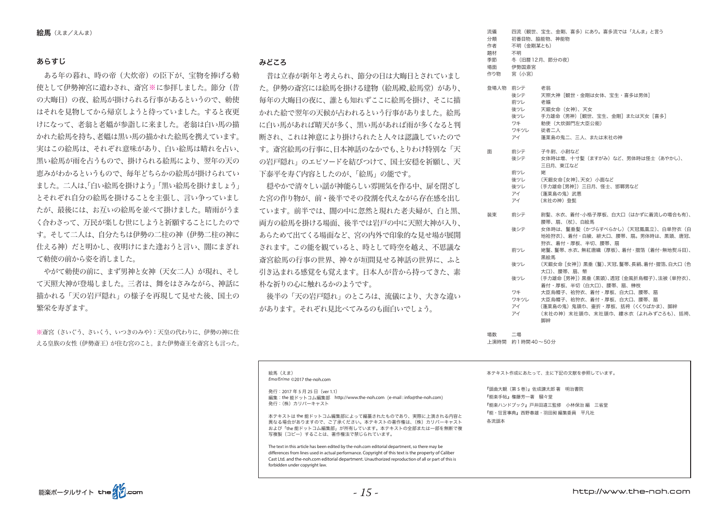**絵馬**（えま／えんま）

## あらすじ

ある年の暮れ、時の帝（大炊帝）の臣下が、宝物を捧げる勅使として伊勢神宮に遣わされ、斎宮※に参拝しました。節分（昔の大晦日）の夜、絵馬が掛けられる行事があるというので、勅使はそれを見物してから帰京しようと待っていました。すると夜更けになって、老翁と老嫗が参詣しに来ました。老翁は白い馬の描かれた絵馬を持ち、老嫗は黒い馬の描かれた絵馬を携えています。実はこの絵馬は、それぞれ意味があり、白い絵馬は晴れを占い、黒い絵馬が雨を占うもので、掛けられる絵馬により、翌年の天の恵みがわかるというもので、毎年どちらかの絵馬が掛けられていました。二人は､｢白い絵馬を掛けよう｣｢黒い絵馬を掛けましょう｣とそれぞれ自分の絵馬を掛けることを主張し、言い争っていましたが、最後には、お互いの絵馬を並べて掛けました。晴雨がうまく合わさって、万民が楽しむ世にしようと祈願することにしたのです。そして二人は、自分たちは伊勢の二柱の神（伊勢二柱の神に仕える神）だと明かし、夜明けにまた逢おうと言い、闇にまぎれて勅使の前から姿を消しました。

やがて勅使の前に、まず男神と女神（天女二人）が現れ、そして天照大神が登場しました。三者は、舞をはさみながら、神話に描かれる「天の岩戸隠れ」の様子を再現して見せた後、国土の繁栄を寿ぎます。

※斎宮（さいぐう、さいくう、いつきのみや）：天皇の代わりに、伊勢の神に仕える皇族の女性（伊勢斎王）が住む宮のこと。また伊勢斎王を斎宮とも言った。

## みどころ

昔は立春が新年と考えられ、節分の日は大晦日とされていました。伊勢の斎宮には絵馬を掛ける建物（絵馬殿､絵馬堂）があり、毎年の大晦日の夜に、誰とも知れずここに絵馬を掛け、そこに描かれた絵で翌年の天候が占われるという行事がありました。絵馬に白い馬があれば晴天が多く、黒い馬があれば雨が多くなると判断され、これは神意により掛けられたと人々は認識していたのです。斎宮絵馬の行事に､日本神話のなかでも､とりわけ特別な「天の岩戸隠れ」のエピソードを結びつけて、国土安穏を祈願し、天下泰平を寿ぐ内容としたのが、「絵馬」の能です。

穏やかで清々しい謡が神能らしい雰囲気を作る中、扉を閉ざした宮の作り物が、前・後半でその役割を代えながら存在感を出しています。前半では、闇の中に忽然と現れた老夫婦が、白と黒、両方の絵馬を掛ける場面、後半では岩戸の中に天照大神が入り、あらためて出てくる場面など、宮の内外で印象的な見せ場が展開されます。この能を観ていると、時として時空を越え、不思議な斎宮絵馬の行事の世界、神々が垣間見せる神話の世界に、ふと引き込まれる感覚をも覚えます。日本人が昔から持ってきた、素朴な祈りの心に触れるかのようです。

後半の「天の岩戸隠れ」のところは、流儀により、大きな違いがあります。それぞれ見比べてみるのも面白いでしょう。

| | | |
|---|---|---|
| 流儀 | 四流（観世、宝生、金剛、喜多）にあり。喜多流では「えんま」と言う | |
| 分類 | 初番目物、脇能物、神能物 | |
| 作者 | 不明（金剛某とも） | |
| 題材 | 不明 | |
| 季節 | 冬（旧暦12月、節分の夜） | |
| 場面 | 伊勢国斎宮 | |
| 作り物 | 宮（小宮） | |
| 登場人物 | 前シテ | 老翁 |
| | 後シテ | 天照大神［観世・金剛は女体、宝生・喜多は男体］ |
| | 前ツレ | 老嫗 |
| | 後ツレ | 天鈿女命（女神）、天女 |
| | 後ツレ | 手力雄命（男神）［観世、宝生、金剛］または天女［喜多］ |
| | ワキ | 勅使（大炊御門左大臣公能） |
| | ワキツレ | 従者二人 |
| | アイ | 蓬莱島の鬼二、三人、または末社の神 |
| 面 | 前シテ | 子牛尉、小尉など |
| | 後シテ | 女体時は増、十寸髪（ますがみ）など、男体時は怪士（あやかし）、三日月、東江など |
| | 前ツレ | 姥 |
| | 後ツレ | （天鈿女命［女神］､天女）小面など |
| | 後ツレ | （手力雄命［男神］）三日月、怪士、邯鄲男など |
| | アイ | （蓬莱島の鬼）武悪 |
| | アイ | （末社の神）登髭 |
| 装束 | 前シテ | 尉髪、水衣、着付・小格子厚板、白大口（はかずに着流しの場合も有）、腰帯、扇、（杖）、白絵馬 |
| | 後シテ | 女体時は、鬘垂髪（かづらすべらかし）（天冠鳳凰立）、白単狩衣（白地袷狩衣）、着付・白綾、緋大口、腰帯、扇。男体時は、黒頭、唐冠、狩衣、着付・厚板、半切、腰帯、扇 |
| | 前ツレ | 姥鬘、鬘帯、水衣、無紅唐織（厚板）、着付・摺箔（着付・無地熨斗目）、黒絵馬 |
| | 後ツレ | （天鈿女命［女神］）黒垂（鬘）､天冠､鬘帯､長絹､着付･摺箔､白大口（色大口）、腰帯、扇、幣 |
| | 後ツレ | （手力雄命［男神］）黒垂（黒頭）､透冠（金風折烏帽子）､法被（単狩衣）、着付・厚板、半切（白大口）、腰帯、扇、榊枝 |
| | ワキ | 大臣烏帽子、袷狩衣、着付・厚板、白大口、腰帯、扇 |
| | ワキツレ | 大臣烏帽子、袷狩衣、着付・厚板、白大口、腰帯、扇 |
| | アイ | （蓬莱島の鬼）鬼頭巾、垂折・厚板、括袴（くくりばかま）、脚絆 |
| | アイ | （末社の神）末社頭巾、末社頭巾、縷水衣（よれみずごろも）、括袴、脚絆 |
| 場数 | 二場 | |
| 上演時間 | 約1時間40～50分 | |

絵馬（えま）
*Ema/En'ma* ©2017 the-noh.com

発行：2017 年 5 月 25 日（ver 1.1）
編集：the 能ドットコム編集部 http://www.the-noh.com（e-mail : info@the-noh.com）
発行：（株）カリバーキャスト

本テキストは the 能ドットコム編集部によって編纂されたものであり、実際に上演される内容と異なる場合がありますので、ご了承ください。本テキストの著作権は、（株）カリバーキャストおよび「the 能ドットコム編集部」が所有しています。本テキストの全部または一部を無断で複写複製（コピー）することは、著作権法で禁じられています。

The text in this article has been edited by the-noh.com editorial department, so there may be differences from lines used in actual performance. Copyright of this text is the property of Caliber Cast Ltd. and the-noh.com editorial department. Unauthorized reproduction of all or part of this is forbidden under copyright law.

本テキスト作成にあたって、主に下記の文献を参照しています。

『謡曲大観（第 5 巻）』佐成謙太郎 著　明治書院
『能楽手帖』権藤芳一著　駸々堂
『能楽ハンドブック』戸井田道三監修　小林保治 編　三省堂
『能・狂言事典』西野春雄・羽田昶 編集委員　平凡社
各流謡本